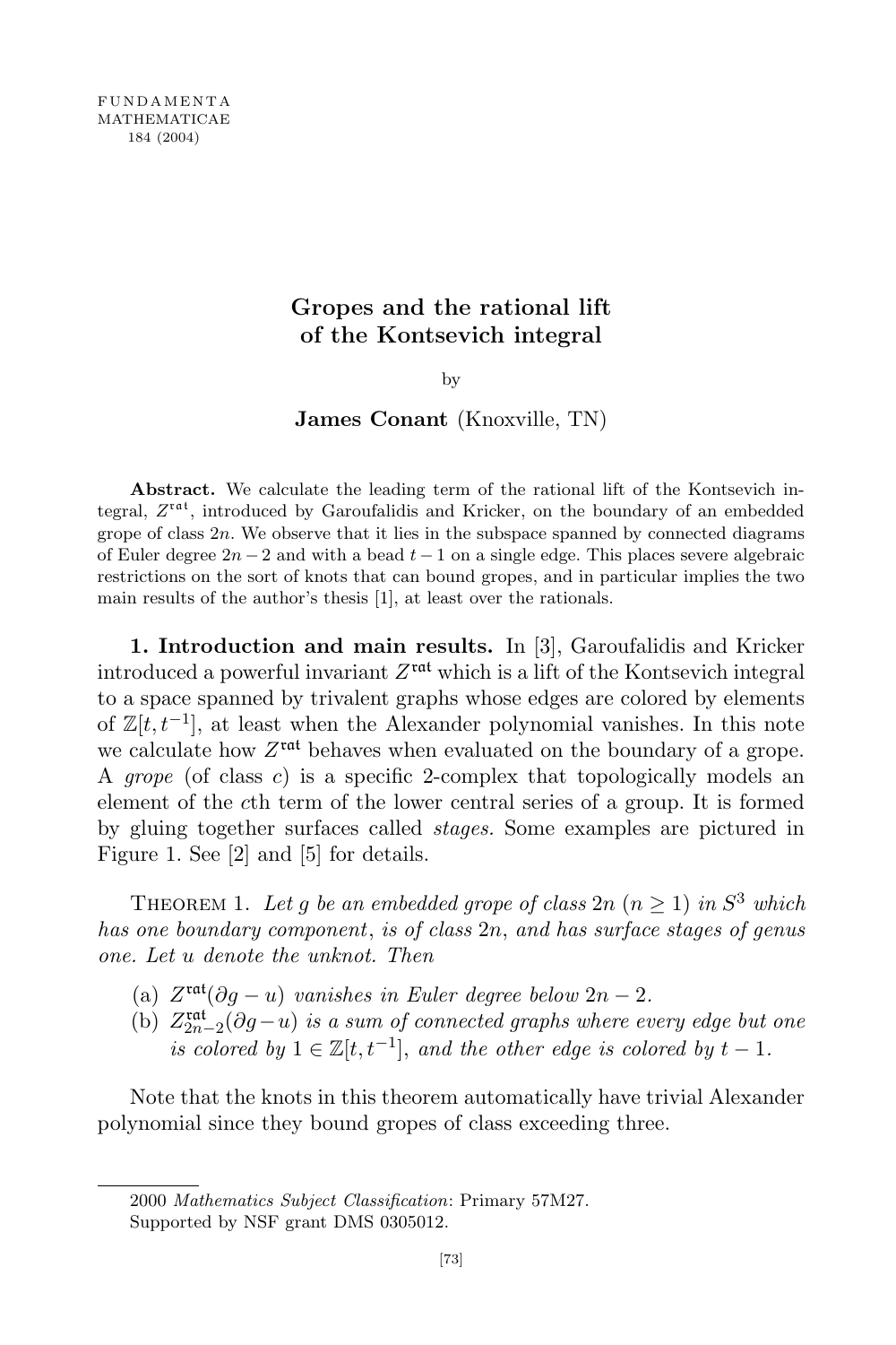# Gropes and the rational lift of the Kontsevich integral

by

**James Conant** (Knoxville, TN)

**Abstract.** We calculate the leading term of the rational lift of the Kontsevich integral, $Z^{\mathfrak{rat}}$, introduced by Garoufalidis and Kricker, on the boundary of an embedded grope of class $2n$. We observe that it lies in the subspace spanned by connected diagrams of Euler degree $2n-2$ and with a bead $t-1$ on a single edge. This places severe algebraic restrictions on the sort of knots that can bound gropes, and in particular implies the two main results of the author's thesis [1], at least over the rationals.

**1. Introduction and main results.** In [3], Garoufalidis and Kricker introduced a powerful invariant $Z^{\mathfrak{rat}}$ which is a lift of the Kontsevich integral to a space spanned by trivalent graphs whose edges are colored by elements of $\mathbb{Z}[t,t^{-1}]$, at least when the Alexander polynomial vanishes. In this note we calculate how $Z^{\mathfrak{rat}}$ behaves when evaluated on the boundary of a grope. A *grope* (of class $c$) is a specific 2-complex that topologically models an element of the $c$th term of the lower central series of a group. It is formed by gluing together surfaces called *stages*. Some examples are pictured in Figure 1. See [2] and [5] for details.

Theorem 1. *Let $g$ be an embedded grope of class $2n$ ($n \geq 1$) in $S^3$ which has one boundary component, is of class $2n$, and has surface stages of genus one. Let $u$ denote the unknot. Then*

(a) *$Z^{\mathfrak{rat}}(\partial g - u)$ vanishes in Euler degree below $2n-2$.*

(b) *$Z^{\mathfrak{rat}}_{2n-2}(\partial g - u)$ is a sum of connected graphs where every edge but one is colored by $1 \in \mathbb{Z}[t,t^{-1}]$, and the other edge is colored by $t-1$.*

Note that the knots in this theorem automatically have trivial Alexander polynomial since they bound gropes of class exceeding three.

2000 *Mathematics Subject Classification*: Primary 57M27.

Supported by NSF grant DMS 0305012.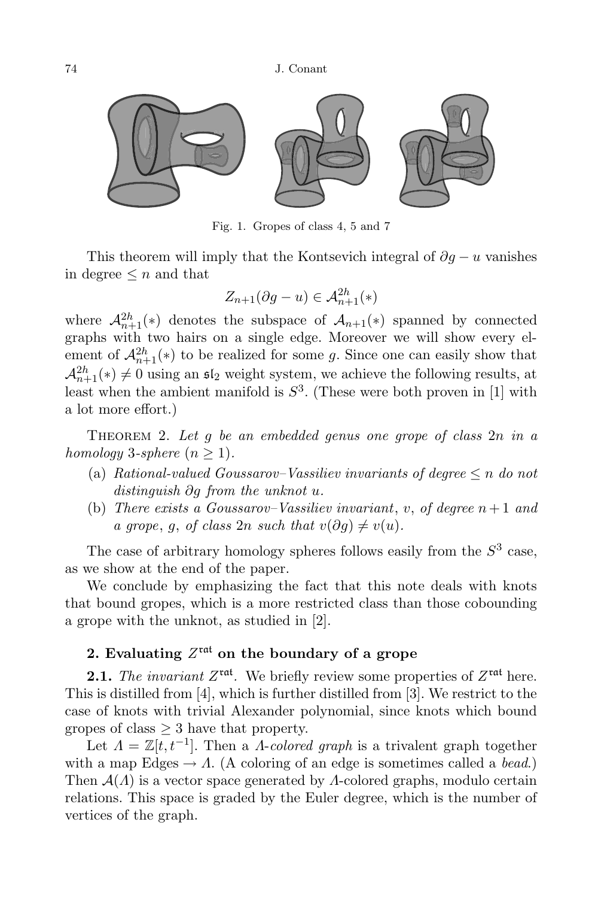Fig. 1. Gropes of class 4, 5 and 7

This theorem will imply that the Kontsevich integral of $\partial g - u$ vanishes in degree $\le n$ and that

$$Z_{n+1}(\partial g - u) \in \mathcal{A}^{2h}_{n+1}(*)$$

where $\mathcal{A}^{2h}_{n+1}(*)$ denotes the subspace of $\mathcal{A}_{n+1}(*)$ spanned by connected graphs with two hairs on a single edge. Moreover we will show every element of $\mathcal{A}^{2h}_{n+1}(*)$ to be realized for some $g$. Since one can easily show that $\mathcal{A}^{2h}_{n+1}(*) \neq 0$ using an $\mathfrak{sl}_2$ weight system, we achieve the following results, at least when the ambient manifold is $S^3$. (These were both proven in [1] with a lot more effort.)

Theorem 2. *Let $g$ be an embedded genus one grope of class $2n$ in a homology 3-sphere ($n \ge 1$).*

(a) *Rational-valued Goussarov–Vassiliev invariants of degree $\le n$ do not distinguish $\partial g$ from the unknot $u$.*
(b) *There exists a Goussarov–Vassiliev invariant, $v$, of degree $n+1$ and a grope, $g$, of class $2n$ such that $v(\partial g) \neq v(u)$.*

The case of arbitrary homology spheres follows easily from the $S^3$ case, as we show at the end of the paper.

We conclude by emphasizing the fact that this note deals with knots that bound gropes, which is a more restricted class than those cobounding a grope with the unknot, as studied in [2].

## 2. Evaluating $Z^{\mathfrak{rat}}$ on the boundary of a grope

**2.1.** *The invariant $Z^{\mathfrak{rat}}$.* We briefly review some properties of $Z^{\mathfrak{rat}}$ here. This is distilled from [4], which is further distilled from [3]. We restrict to the case of knots with trivial Alexander polynomial, since knots which bound gropes of class $\ge 3$ have that property.

Let $\Lambda = \mathbb{Z}[t, t^{-1}]$. Then a *$\Lambda$-colored graph* is a trivalent graph together with a map Edges $\to \Lambda$. (A coloring of an edge is sometimes called a *bead*.) Then $\mathcal{A}(\Lambda)$ is a vector space generated by $\Lambda$-colored graphs, modulo certain relations. This space is graded by the Euler degree, which is the number of vertices of the graph.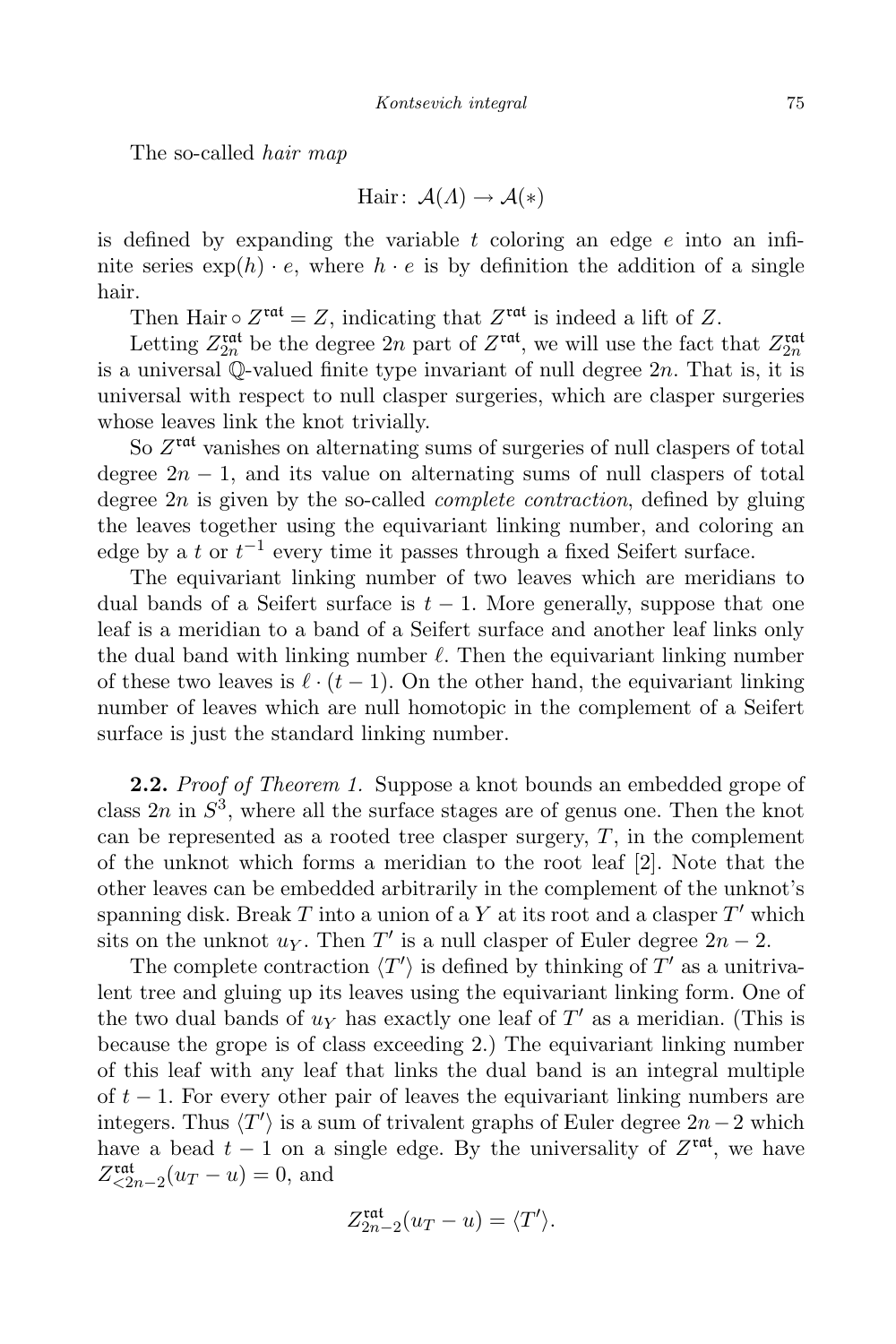The so-called *hair map*

$$\text{Hair}\colon \mathcal{A}(\Lambda) \to \mathcal{A}(*)$$

is defined by expanding the variable $t$ coloring an edge $e$ into an infinite series $\exp(h) \cdot e$, where $h \cdot e$ is by definition the addition of a single hair.

Then $\text{Hair} \circ Z^{\mathfrak{rat}} = Z$, indicating that $Z^{\mathfrak{rat}}$ is indeed a lift of $Z$.

Letting $Z^{\mathfrak{rat}}_{2n}$ be the degree $2n$ part of $Z^{\mathfrak{rat}}$, we will use the fact that $Z^{\mathfrak{rat}}_{2n}$ is a universal $\mathbb{Q}$-valued finite type invariant of null degree $2n$. That is, it is universal with respect to null clasper surgeries, which are clasper surgeries whose leaves link the knot trivially.

So $Z^{\mathfrak{rat}}$ vanishes on alternating sums of surgeries of null claspers of total degree $2n-1$, and its value on alternating sums of null claspers of total degree $2n$ is given by the so-called *complete contraction*, defined by gluing the leaves together using the equivariant linking number, and coloring an edge by a $t$ or $t^{-1}$ every time it passes through a fixed Seifert surface.

The equivariant linking number of two leaves which are meridians to dual bands of a Seifert surface is $t-1$. More generally, suppose that one leaf is a meridian to a band of a Seifert surface and another leaf links only the dual band with linking number $\ell$. Then the equivariant linking number of these two leaves is $\ell \cdot (t-1)$. On the other hand, the equivariant linking number of leaves which are null homotopic in the complement of a Seifert surface is just the standard linking number.

**2.2.** *Proof of Theorem 1.* Suppose a knot bounds an embedded grope of class $2n$ in $S^3$, where all the surface stages are of genus one. Then the knot can be represented as a rooted tree clasper surgery, $T$, in the complement of the unknot which forms a meridian to the root leaf [2]. Note that the other leaves can be embedded arbitrarily in the complement of the unknot's spanning disk. Break $T$ into a union of a $Y$ at its root and a clasper $T'$ which sits on the unknot $u_Y$. Then $T'$ is a null clasper of Euler degree $2n-2$.

The complete contraction $\langle T' \rangle$ is defined by thinking of $T'$ as a unitrivalent tree and gluing up its leaves using the equivariant linking form. One of the two dual bands of $u_Y$ has exactly one leaf of $T'$ as a meridian. (This is because the grope is of class exceeding 2.) The equivariant linking number of this leaf with any leaf that links the dual band is an integral multiple of $t-1$. For every other pair of leaves the equivariant linking numbers are integers. Thus $\langle T' \rangle$ is a sum of trivalent graphs of Euler degree $2n-2$ which have a bead $t-1$ on a single edge. By the universality of $Z^{\mathfrak{rat}}$, we have $Z^{\mathfrak{rat}}_{<2n-2}(u_T - u) = 0$, and

$$Z^{\mathfrak{rat}}_{2n-2}(u_T - u) = \langle T' \rangle.$$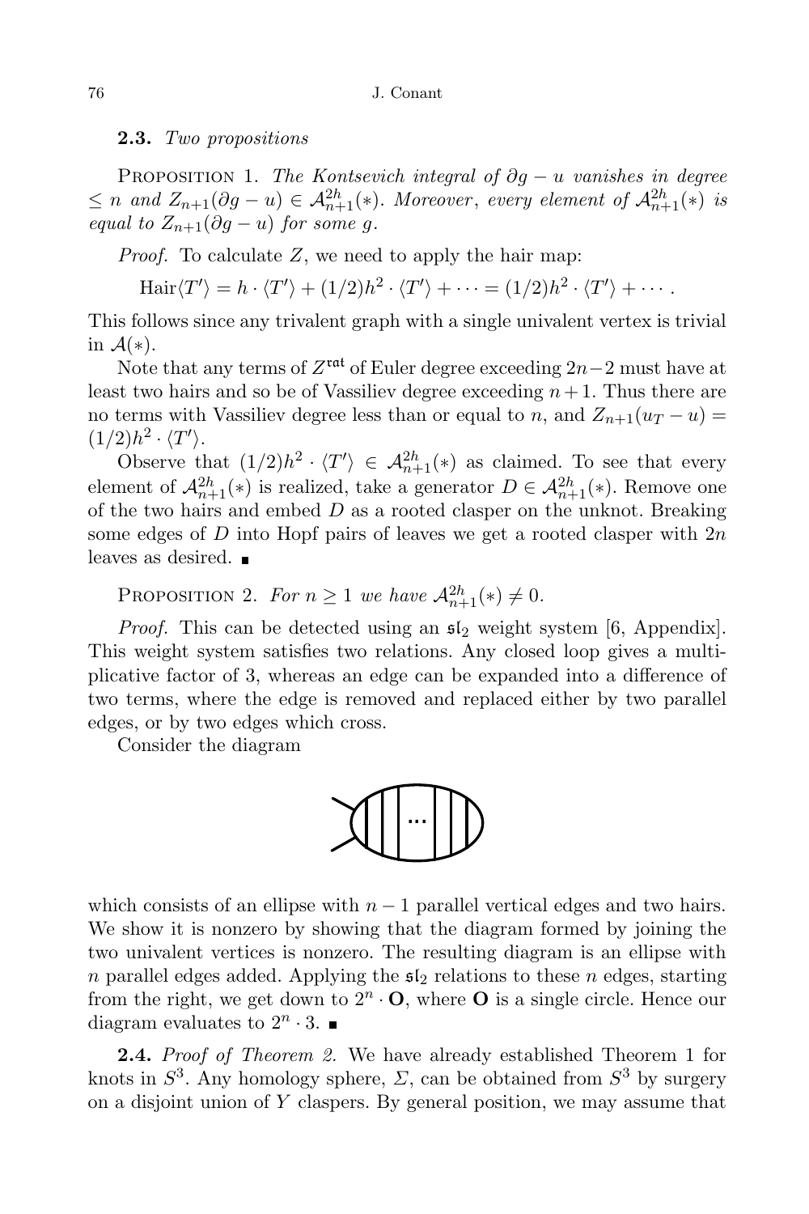**2.3.** *Two propositions*

PROPOSITION 1. *The Kontsevich integral of $\partial g - u$ vanishes in degree $\leq n$ and $Z_{n+1}(\partial g - u) \in \mathcal{A}^{2h}_{n+1}(*)$. Moreover, every element of $\mathcal{A}^{2h}_{n+1}(*)$ is equal to $Z_{n+1}(\partial g - u)$ for some $g$.*

*Proof.* To calculate $Z$, we need to apply the hair map:

$$\mathrm{Hair}\langle T' \rangle = h \cdot \langle T' \rangle + (1/2)h^2 \cdot \langle T' \rangle + \cdots = (1/2)h^2 \cdot \langle T' \rangle + \cdots .$$

This follows since any trivalent graph with a single univalent vertex is trivial in $\mathcal{A}(*)$.

Note that any terms of $Z^{\mathfrak{rat}}$ of Euler degree exceeding $2n-2$ must have at least two hairs and so be of Vassiliev degree exceeding $n+1$. Thus there are no terms with Vassiliev degree less than or equal to $n$, and $Z_{n+1}(u_T - u) = (1/2)h^2 \cdot \langle T' \rangle$.

Observe that $(1/2)h^2 \cdot \langle T' \rangle \in \mathcal{A}^{2h}_{n+1}(*)$ as claimed. To see that every element of $\mathcal{A}^{2h}_{n+1}(*)$ is realized, take a generator $D \in \mathcal{A}^{2h}_{n+1}(*)$. Remove one of the two hairs and embed $D$ as a rooted clasper on the unknot. Breaking some edges of $D$ into Hopf pairs of leaves we get a rooted clasper with $2n$ leaves as desired. ∎

PROPOSITION 2. *For $n \geq 1$ we have $\mathcal{A}^{2h}_{n+1}(*) \neq 0$.*

*Proof.* This can be detected using an $\mathfrak{sl}_2$ weight system [6, Appendix]. This weight system satisfies two relations. Any closed loop gives a multiplicative factor of 3, whereas an edge can be expanded into a difference of two terms, where the edge is removed and replaced either by two parallel edges, or by two edges which cross.

Consider the diagram

which consists of an ellipse with $n-1$ parallel vertical edges and two hairs. We show it is nonzero by showing that the diagram formed by joining the two univalent vertices is nonzero. The resulting diagram is an ellipse with $n$ parallel edges added. Applying the $\mathfrak{sl}_2$ relations to these $n$ edges, starting from the right, we get down to $2^n \cdot \mathbf{O}$, where $\mathbf{O}$ is a single circle. Hence our diagram evaluates to $2^n \cdot 3$. ∎

**2.4.** *Proof of Theorem 2.* We have already established Theorem 1 for knots in $S^3$. Any homology sphere, $\Sigma$, can be obtained from $S^3$ by surgery on a disjoint union of $Y$ claspers. By general position, we may assume that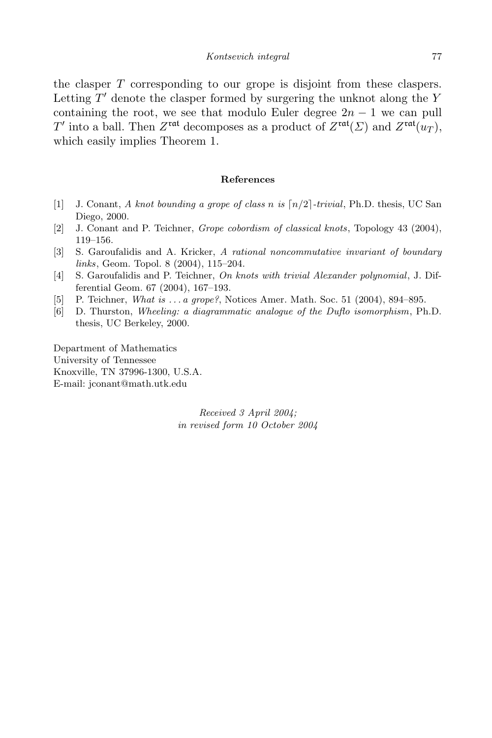the clasper $T$ corresponding to our grope is disjoint from these claspers. Letting $T'$ denote the clasper formed by surgering the unknot along the $Y$ containing the root, we see that modulo Euler degree $2n-1$ we can pull $T'$ into a ball. Then $Z^{\mathfrak{rat}}$ decomposes as a product of $Z^{\mathfrak{rat}}(\Sigma)$ and $Z^{\mathfrak{rat}}(u_T)$, which easily implies Theorem 1.

## References

[1] J. Conant, *A knot bounding a grope of class n is $\lceil n/2 \rceil$-trivial*, Ph.D. thesis, UC San Diego, 2000.

[2] J. Conant and P. Teichner, *Grope cobordism of classical knots*, Topology 43 (2004), 119–156.

[3] S. Garoufalidis and A. Kricker, *A rational noncommutative invariant of boundary links*, Geom. Topol. 8 (2004), 115–204.

[4] S. Garoufalidis and P. Teichner, *On knots with trivial Alexander polynomial*, J. Differential Geom. 67 (2004), 167–193.

[5] P. Teichner, *What is ... a grope?*, Notices Amer. Math. Soc. 51 (2004), 894–895.

[6] D. Thurston, *Wheeling: a diagrammatic analogue of the Duflo isomorphism*, Ph.D. thesis, UC Berkeley, 2000.

Department of Mathematics
University of Tennessee
Knoxville, TN 37996-1300, U.S.A.
E-mail: jconant@math.utk.edu

*Received 3 April 2004;*
*in revised form 10 October 2004*